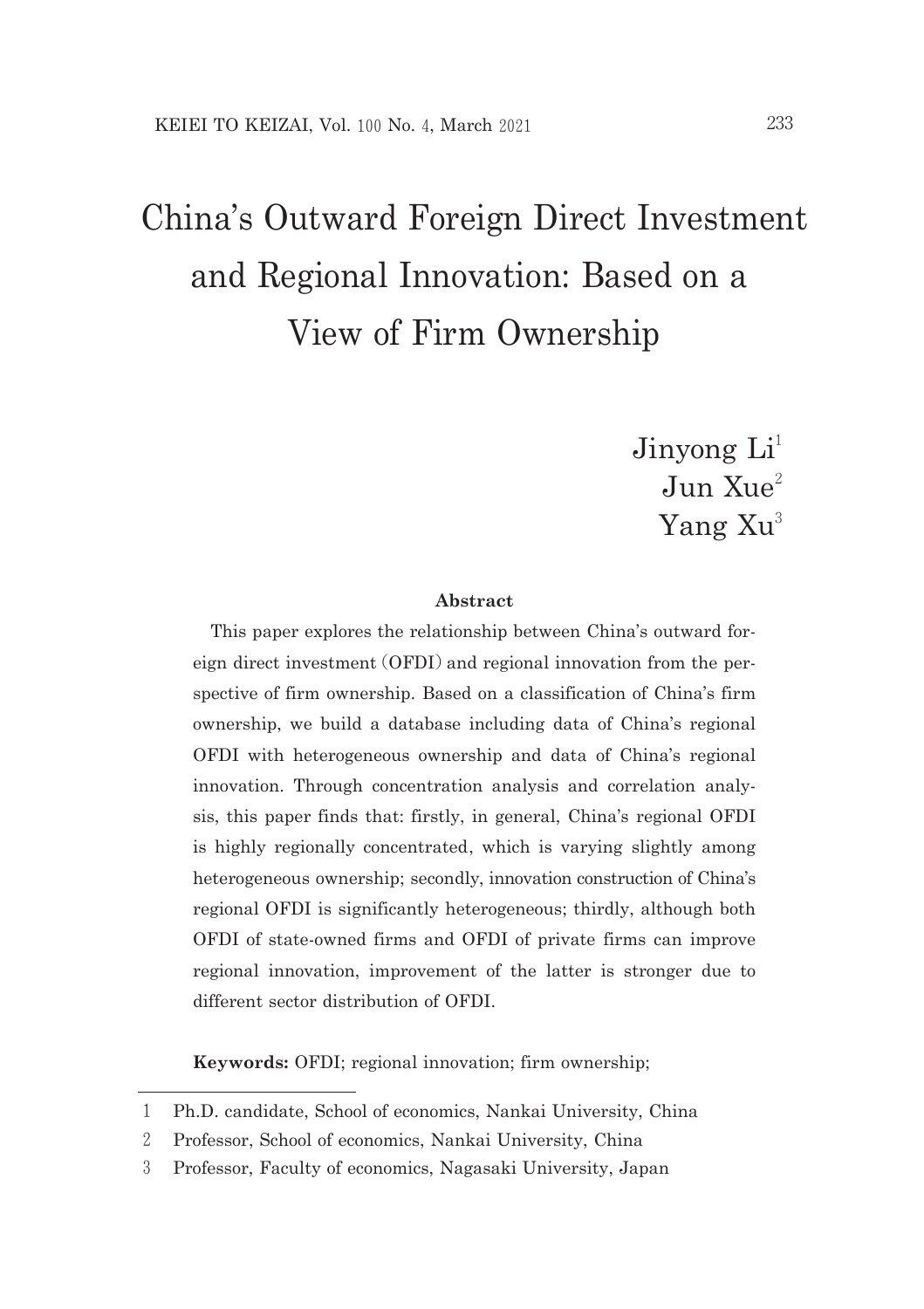# China's Outward Foreign Direct Investment and Regional Innovation: Based on a View of Firm Ownership

Jinyong Li[1]
Jun Xue[2]
Yang Xu[3]

**Abstract**

This paper explores the relationship between China's outward foreign direct investment (OFDI) and regional innovation from the perspective of firm ownership. Based on a classification of China's firm ownership, we build a database including data of China's regional OFDI with heterogeneous ownership and data of China's regional innovation. Through concentration analysis and correlation analysis, this paper finds that: firstly, in general, China's regional OFDI is highly regionally concentrated, which is varying slightly among heterogeneous ownership; secondly, innovation construction of China's regional OFDI is significantly heterogeneous; thirdly, although both OFDI of state-owned firms and OFDI of private firms can improve regional innovation, improvement of the latter is stronger due to different sector distribution of OFDI.

**Keywords:** OFDI; regional innovation; firm ownership;

---

1 Ph.D. candidate, School of economics, Nankai University, China

2 Professor, School of economics, Nankai University, China

3 Professor, Faculty of economics, Nagasaki University, Japan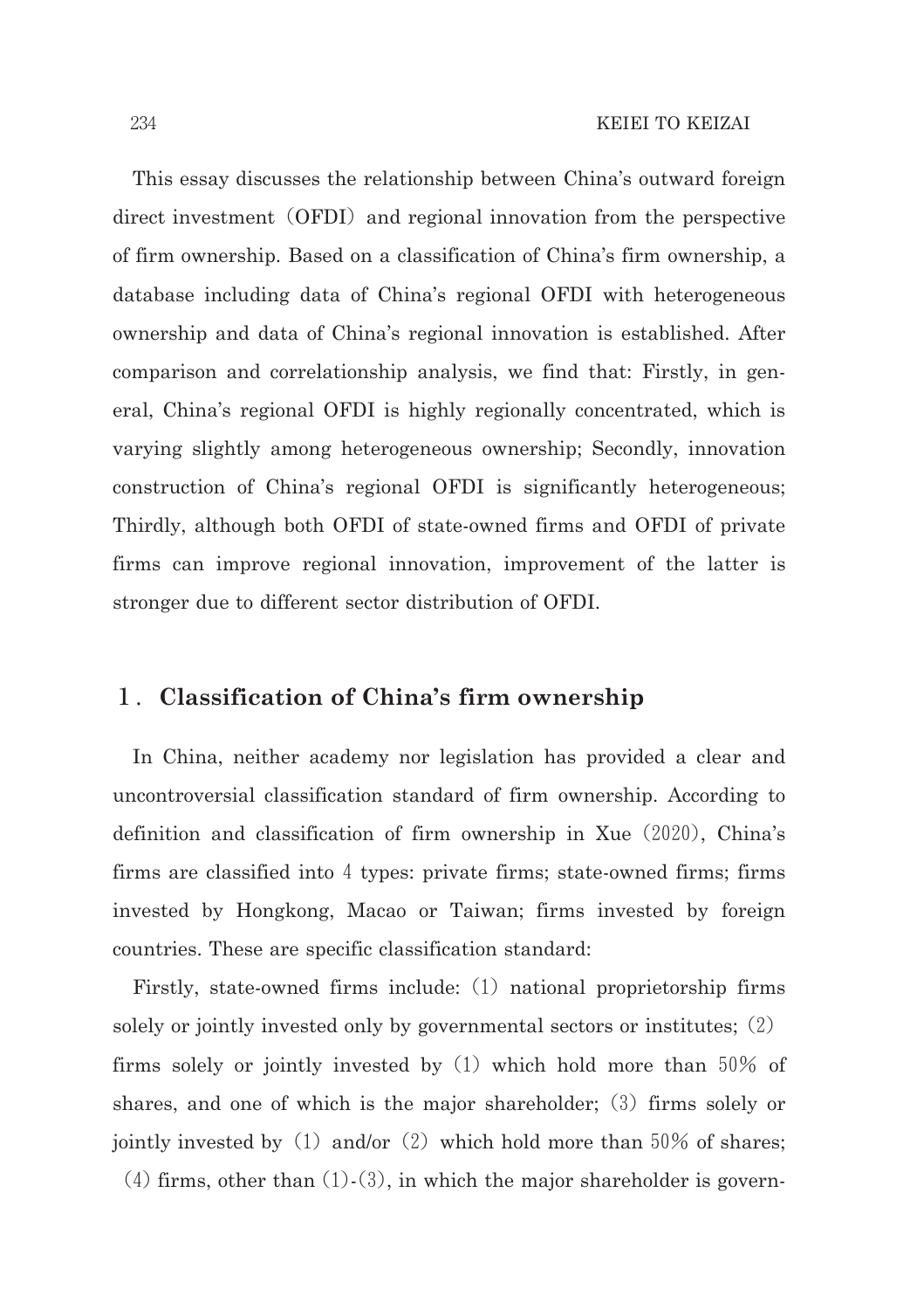This essay discusses the relationship between China's outward foreign direct investment（OFDI）and regional innovation from the perspective of firm ownership. Based on a classification of China's firm ownership, a database including data of China's regional OFDI with heterogeneous ownership and data of China's regional innovation is established. After comparison and correlationship analysis, we find that: Firstly, in general, China's regional OFDI is highly regionally concentrated, which is varying slightly among heterogeneous ownership; Secondly, innovation construction of China's regional OFDI is significantly heterogeneous; Thirdly, although both OFDI of state-owned firms and OFDI of private firms can improve regional innovation, improvement of the latter is stronger due to different sector distribution of OFDI.

## 1. Classification of China's firm ownership

In China, neither academy nor legislation has provided a clear and uncontroversial classification standard of firm ownership. According to definition and classification of firm ownership in Xue（2020）, China's firms are classified into 4 types: private firms; state-owned firms; firms invested by Hongkong, Macao or Taiwan; firms invested by foreign countries. These are specific classification standard:

Firstly, state-owned firms include:（1）national proprietorship firms solely or jointly invested only by governmental sectors or institutes;（2）firms solely or jointly invested by（1）which hold more than 50% of shares, and one of which is the major shareholder;（3）firms solely or jointly invested by（1）and/or（2）which hold more than 50% of shares;（4）firms, other than（1）-（3）, in which the major shareholder is govern-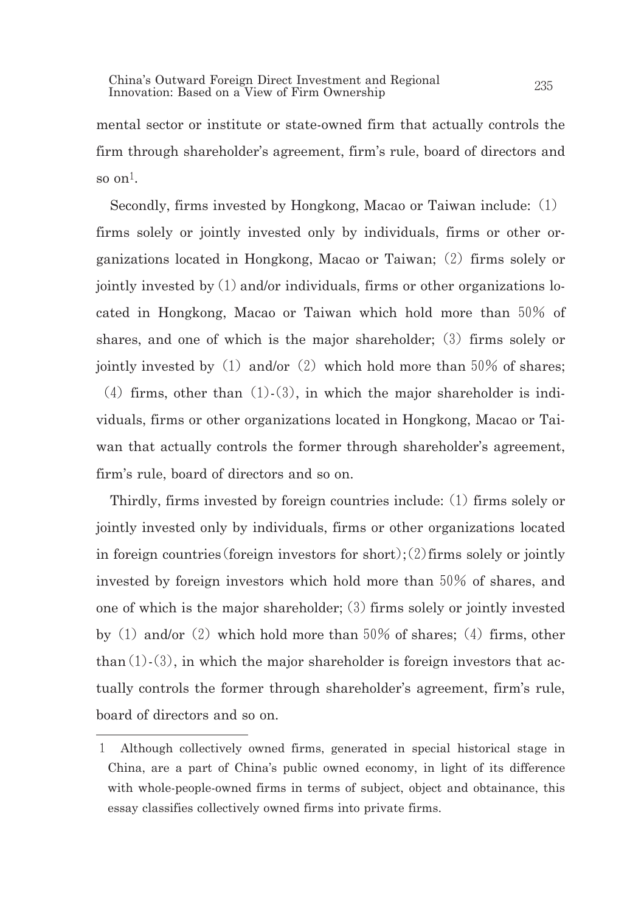mental sector or institute or state-owned firm that actually controls the firm through shareholder's agreement, firm's rule, board of directors and so on[1].

Secondly, firms invested by Hongkong, Macao or Taiwan include: (1) firms solely or jointly invested only by individuals, firms or other organizations located in Hongkong, Macao or Taiwan; (2) firms solely or jointly invested by (1) and/or individuals, firms or other organizations located in Hongkong, Macao or Taiwan which hold more than 50% of shares, and one of which is the major shareholder; (3) firms solely or jointly invested by (1) and/or (2) which hold more than 50% of shares; (4) firms, other than (1)-(3), in which the major shareholder is individuals, firms or other organizations located in Hongkong, Macao or Taiwan that actually controls the former through shareholder's agreement, firm's rule, board of directors and so on.

Thirdly, firms invested by foreign countries include: (1) firms solely or jointly invested only by individuals, firms or other organizations located in foreign countries (foreign investors for short); (2) firms solely or jointly invested by foreign investors which hold more than 50% of shares, and one of which is the major shareholder; (3) firms solely or jointly invested by (1) and/or (2) which hold more than 50% of shares; (4) firms, other than (1)-(3), in which the major shareholder is foreign investors that actually controls the former through shareholder's agreement, firm's rule, board of directors and so on.

---

1 Although collectively owned firms, generated in special historical stage in China, are a part of China's public owned economy, in light of its difference with whole-people-owned firms in terms of subject, object and obtainance, this essay classifies collectively owned firms into private firms.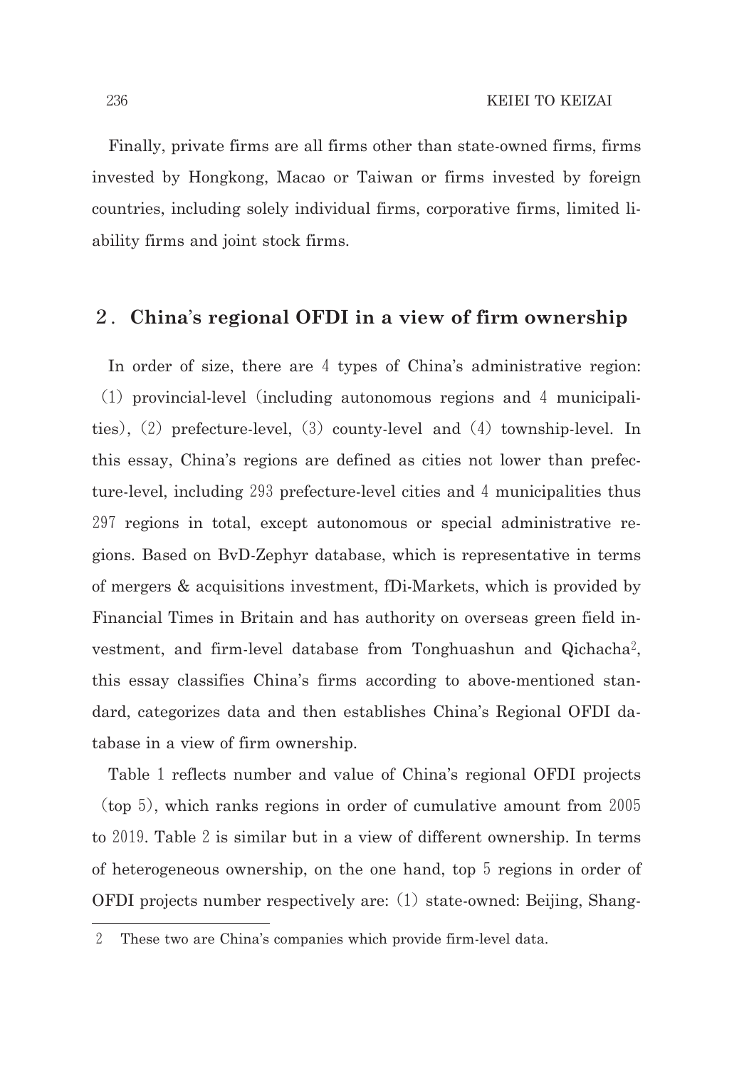Finally, private firms are all firms other than state-owned firms, firms invested by Hongkong, Macao or Taiwan or firms invested by foreign countries, including solely individual firms, corporative firms, limited liability firms and joint stock firms.

## 2. China's regional OFDI in a view of firm ownership

In order of size, there are 4 types of China's administrative region: (1) provincial-level (including autonomous regions and 4 municipalities), (2) prefecture-level, (3) county-level and (4) township-level. In this essay, China's regions are defined as cities not lower than prefecture-level, including 293 prefecture-level cities and 4 municipalities thus 297 regions in total, except autonomous or special administrative regions. Based on BvD-Zephyr database, which is representative in terms of mergers & acquisitions investment, fDi-Markets, which is provided by Financial Times in Britain and has authority on overseas green field investment, and firm-level database from Tonghuashun and Qichacha[2], this essay classifies China's firms according to above-mentioned standard, categorizes data and then establishes China's Regional OFDI database in a view of firm ownership.

Table 1 reflects number and value of China's regional OFDI projects (top 5), which ranks regions in order of cumulative amount from 2005 to 2019. Table 2 is similar but in a view of different ownership. In terms of heterogeneous ownership, on the one hand, top 5 regions in order of OFDI projects number respectively are: (1) state-owned: Beijing, Shang-

[2] These two are China's companies which provide firm-level data.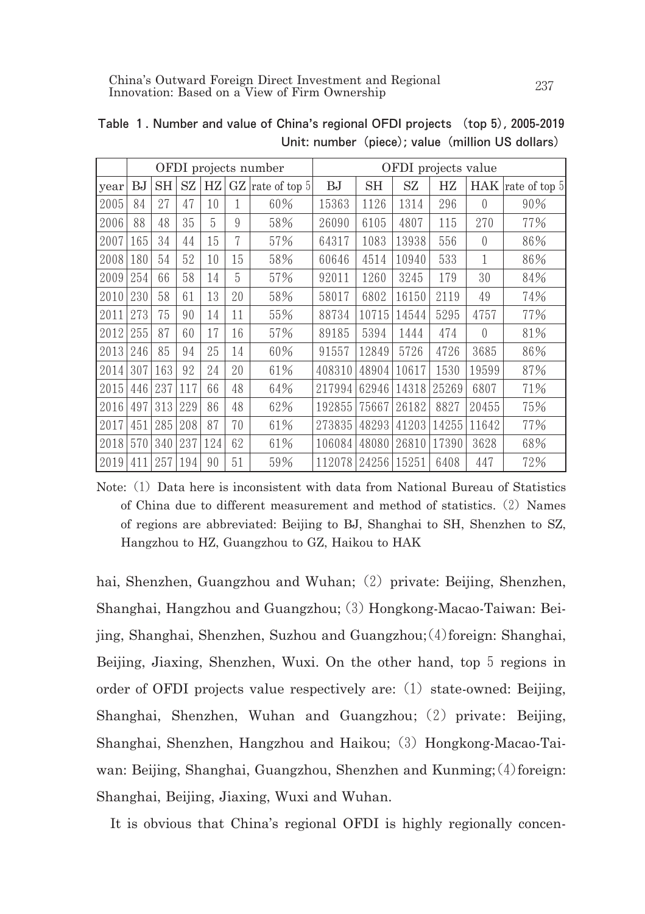Table 1. Number and value of China's regional OFDI projects (top 5), 2005-2019
Unit: number (piece); value (million US dollars)

| | OFDI projects number | | | | | | OFDI projects value | | | | | |
|---|---|---|---|---|---|---|---|---|---|---|---|---|
| year | BJ | SH | SZ | HZ | GZ | rate of top 5 | BJ | SH | SZ | HZ | HAK | rate of top 5 |
| 2005 | 84 | 27 | 47 | 10 | 1 | 60% | 15363 | 1126 | 1314 | 296 | 0 | 90% |
| 2006 | 88 | 48 | 35 | 5 | 9 | 58% | 26090 | 6105 | 4807 | 115 | 270 | 77% |
| 2007 | 165 | 34 | 44 | 15 | 7 | 57% | 64317 | 1083 | 13938 | 556 | 0 | 86% |
| 2008 | 180 | 54 | 52 | 10 | 15 | 58% | 60646 | 4514 | 10940 | 533 | 1 | 86% |
| 2009 | 254 | 66 | 58 | 14 | 5 | 57% | 92011 | 1260 | 3245 | 179 | 30 | 84% |
| 2010 | 230 | 58 | 61 | 13 | 20 | 58% | 58017 | 6802 | 16150 | 2119 | 49 | 74% |
| 2011 | 273 | 75 | 90 | 14 | 11 | 55% | 88734 | 10715 | 14544 | 5295 | 4757 | 77% |
| 2012 | 255 | 87 | 60 | 17 | 16 | 57% | 89185 | 5394 | 1444 | 474 | 0 | 81% |
| 2013 | 246 | 85 | 94 | 25 | 14 | 60% | 91557 | 12849 | 5726 | 4726 | 3685 | 86% |
| 2014 | 307 | 163 | 92 | 24 | 20 | 61% | 408310 | 48904 | 10617 | 1530 | 19599 | 87% |
| 2015 | 446 | 237 | 117 | 66 | 48 | 64% | 217994 | 62946 | 14318 | 25269 | 6807 | 71% |
| 2016 | 497 | 313 | 229 | 86 | 48 | 62% | 192855 | 75667 | 26182 | 8827 | 20455 | 75% |
| 2017 | 451 | 285 | 208 | 87 | 70 | 61% | 273835 | 48293 | 41203 | 14255 | 11642 | 77% |
| 2018 | 570 | 340 | 237 | 124 | 62 | 61% | 106084 | 48080 | 26810 | 17390 | 3628 | 68% |
| 2019 | 411 | 257 | 194 | 90 | 51 | 59% | 112078 | 24256 | 15251 | 6408 | 447 | 72% |

Note: (1) Data here is inconsistent with data from National Bureau of Statistics of China due to different measurement and method of statistics. (2) Names of regions are abbreviated: Beijing to BJ, Shanghai to SH, Shenzhen to SZ, Hangzhou to HZ, Guangzhou to GZ, Haikou to HAK

hai, Shenzhen, Guangzhou and Wuhan; (2) private: Beijing, Shenzhen, Shanghai, Hangzhou and Guangzhou; (3) Hongkong-Macao-Taiwan: Beijing, Shanghai, Shenzhen, Suzhou and Guangzhou; (4) foreign: Shanghai, Beijing, Jiaxing, Shenzhen, Wuxi. On the other hand, top 5 regions in order of OFDI projects value respectively are: (1) state-owned: Beijing, Shanghai, Shenzhen, Wuhan and Guangzhou; (2) private: Beijing, Shanghai, Shenzhen, Hangzhou and Haikou; (3) Hongkong-Macao-Taiwan: Beijing, Shanghai, Guangzhou, Shenzhen and Kunming; (4) foreign: Shanghai, Beijing, Jiaxing, Wuxi and Wuhan.

It is obvious that China's regional OFDI is highly regionally concen-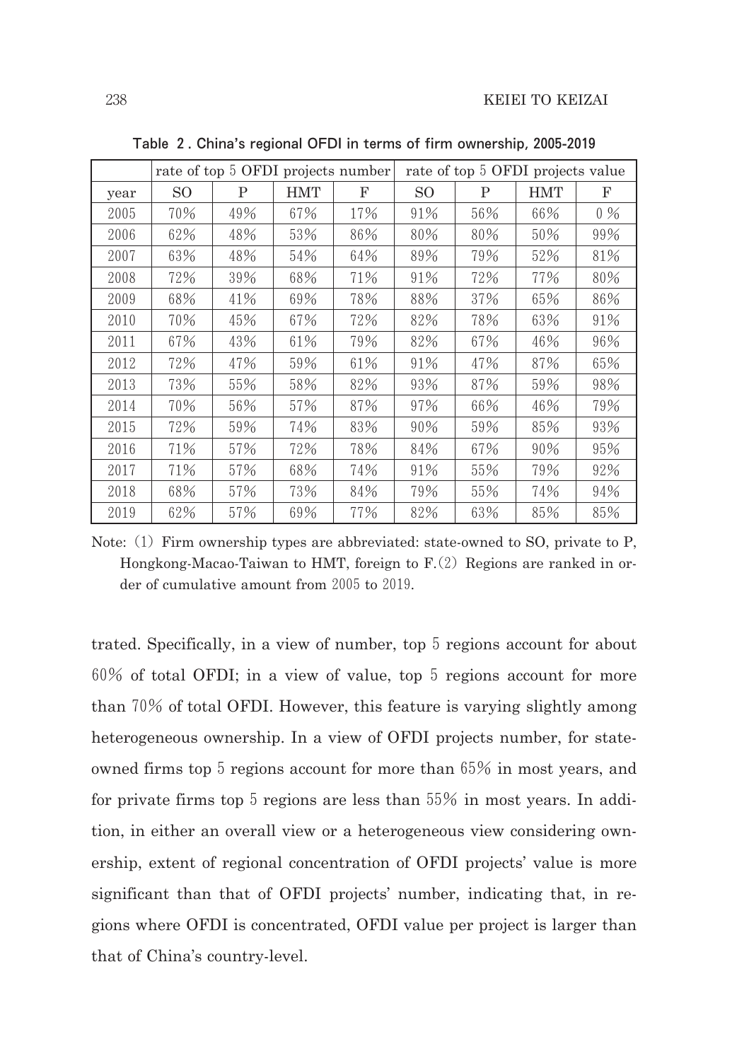**Table 2. China's regional OFDI in terms of firm ownership, 2005-2019**

| | rate of top 5 OFDI projects number | | | | rate of top 5 OFDI projects value | | | |
|---|---|---|---|---|---|---|---|---|
| year | SO | P | HMT | F | SO | P | HMT | F |
| 2005 | 70% | 49% | 67% | 17% | 91% | 56% | 66% | 0 % |
| 2006 | 62% | 48% | 53% | 86% | 80% | 80% | 50% | 99% |
| 2007 | 63% | 48% | 54% | 64% | 89% | 79% | 52% | 81% |
| 2008 | 72% | 39% | 68% | 71% | 91% | 72% | 77% | 80% |
| 2009 | 68% | 41% | 69% | 78% | 88% | 37% | 65% | 86% |
| 2010 | 70% | 45% | 67% | 72% | 82% | 78% | 63% | 91% |
| 2011 | 67% | 43% | 61% | 79% | 82% | 67% | 46% | 96% |
| 2012 | 72% | 47% | 59% | 61% | 91% | 47% | 87% | 65% |
| 2013 | 73% | 55% | 58% | 82% | 93% | 87% | 59% | 98% |
| 2014 | 70% | 56% | 57% | 87% | 97% | 66% | 46% | 79% |
| 2015 | 72% | 59% | 74% | 83% | 90% | 59% | 85% | 93% |
| 2016 | 71% | 57% | 72% | 78% | 84% | 67% | 90% | 95% |
| 2017 | 71% | 57% | 68% | 74% | 91% | 55% | 79% | 92% |
| 2018 | 68% | 57% | 73% | 84% | 79% | 55% | 74% | 94% |
| 2019 | 62% | 57% | 69% | 77% | 82% | 63% | 85% | 85% |

Note: (1) Firm ownership types are abbreviated: state-owned to SO, private to P, Hongkong-Macao-Taiwan to HMT, foreign to F. (2) Regions are ranked in order of cumulative amount from 2005 to 2019.

trated. Specifically, in a view of number, top 5 regions account for about 60% of total OFDI; in a view of value, top 5 regions account for more than 70% of total OFDI. However, this feature is varying slightly among heterogeneous ownership. In a view of OFDI projects number, for state-owned firms top 5 regions account for more than 65% in most years, and for private firms top 5 regions are less than 55% in most years. In addition, in either an overall view or a heterogeneous view considering ownership, extent of regional concentration of OFDI projects' value is more significant than that of OFDI projects' number, indicating that, in regions where OFDI is concentrated, OFDI value per project is larger than that of China's country-level.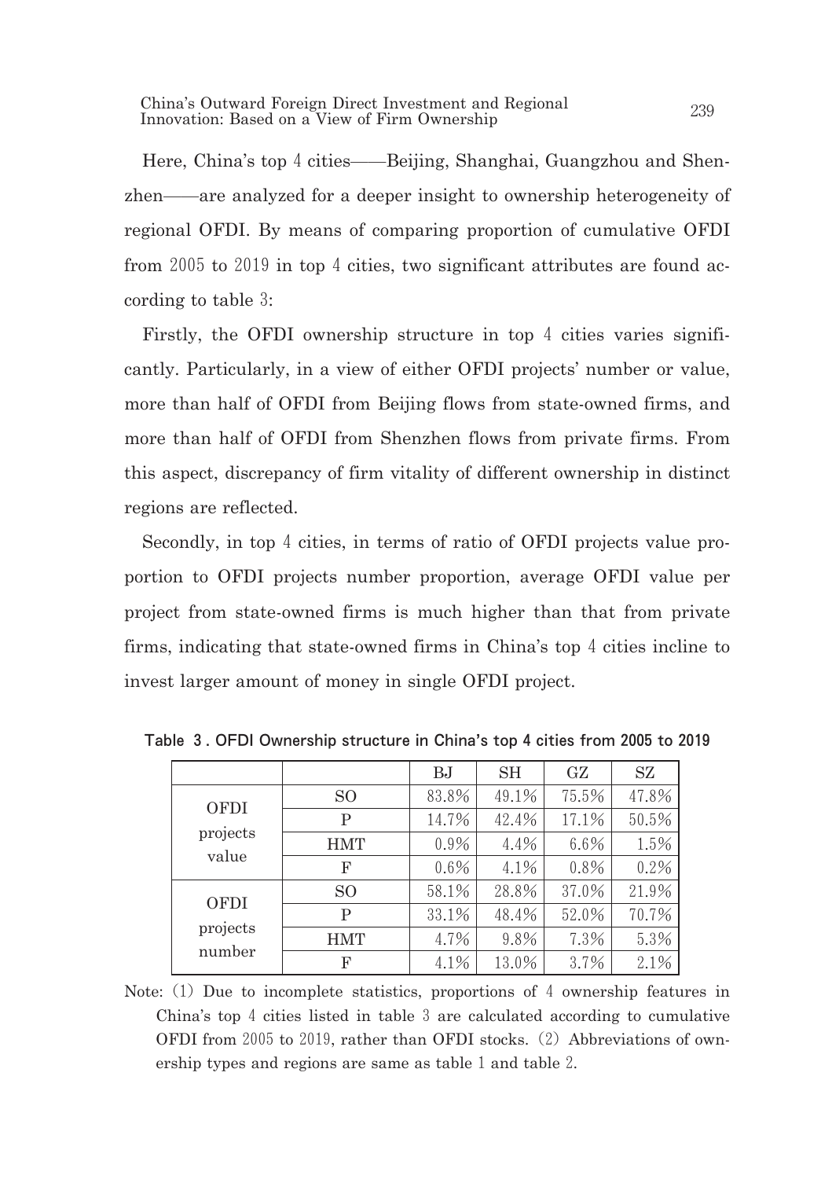Here, China's top 4 cities——Beijing, Shanghai, Guangzhou and Shenzhen——are analyzed for a deeper insight to ownership heterogeneity of regional OFDI. By means of comparing proportion of cumulative OFDI from 2005 to 2019 in top 4 cities, two significant attributes are found according to table 3:

Firstly, the OFDI ownership structure in top 4 cities varies significantly. Particularly, in a view of either OFDI projects' number or value, more than half of OFDI from Beijing flows from state-owned firms, and more than half of OFDI from Shenzhen flows from private firms. From this aspect, discrepancy of firm vitality of different ownership in distinct regions are reflected.

Secondly, in top 4 cities, in terms of ratio of OFDI projects value proportion to OFDI projects number proportion, average OFDI value per project from state-owned firms is much higher than that from private firms, indicating that state-owned firms in China's top 4 cities incline to invest larger amount of money in single OFDI project.

**Table 3. OFDI Ownership structure in China's top 4 cities from 2005 to 2019**

| | | BJ | SH | GZ | SZ |
|---|---|---|---|---|---|
| OFDI projects value | SO | 83.8% | 49.1% | 75.5% | 47.8% |
| | P | 14.7% | 42.4% | 17.1% | 50.5% |
| | HMT | 0.9% | 4.4% | 6.6% | 1.5% |
| | F | 0.6% | 4.1% | 0.8% | 0.2% |
| OFDI projects number | SO | 58.1% | 28.8% | 37.0% | 21.9% |
| | P | 33.1% | 48.4% | 52.0% | 70.7% |
| | HMT | 4.7% | 9.8% | 7.3% | 5.3% |
| | F | 4.1% | 13.0% | 3.7% | 2.1% |

Note: (1) Due to incomplete statistics, proportions of 4 ownership features in China's top 4 cities listed in table 3 are calculated according to cumulative OFDI from 2005 to 2019, rather than OFDI stocks. (2) Abbreviations of ownership types and regions are same as table 1 and table 2.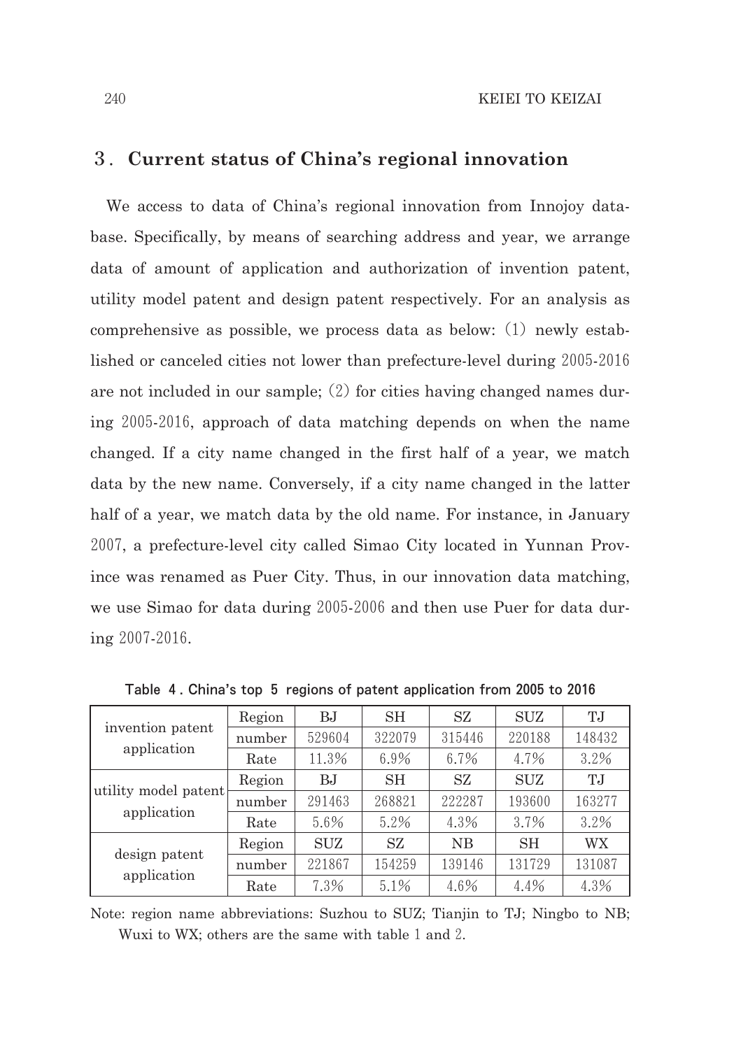## 3. Current status of China's regional innovation

We access to data of China's regional innovation from Innojoy database. Specifically, by means of searching address and year, we arrange data of amount of application and authorization of invention patent, utility model patent and design patent respectively. For an analysis as comprehensive as possible, we process data as below: (1) newly established or canceled cities not lower than prefecture-level during 2005-2016 are not included in our sample; (2) for cities having changed names during 2005-2016, approach of data matching depends on when the name changed. If a city name changed in the first half of a year, we match data by the new name. Conversely, if a city name changed in the latter half of a year, we match data by the old name. For instance, in January 2007, a prefecture-level city called Simao City located in Yunnan Province was renamed as Puer City. Thus, in our innovation data matching, we use Simao for data during 2005-2006 and then use Puer for data during 2007-2016.

Table 4. China's top 5 regions of patent application from 2005 to 2016

| | | | | | | |
|---|---|---|---|---|---|---|
| invention patent application | Region | BJ | SH | SZ | SUZ | TJ |
| | number | 529604 | 322079 | 315446 | 220188 | 148432 |
| | Rate | 11.3% | 6.9% | 6.7% | 4.7% | 3.2% |
| utility model patent application | Region | BJ | SH | SZ | SUZ | TJ |
| | number | 291463 | 268821 | 222287 | 193600 | 163277 |
| | Rate | 5.6% | 5.2% | 4.3% | 3.7% | 3.2% |
| design patent application | Region | SUZ | SZ | NB | SH | WX |
| | number | 221867 | 154259 | 139146 | 131729 | 131087 |
| | Rate | 7.3% | 5.1% | 4.6% | 4.4% | 4.3% |

Note: region name abbreviations: Suzhou to SUZ; Tianjin to TJ; Ningbo to NB; Wuxi to WX; others are the same with table 1 and 2.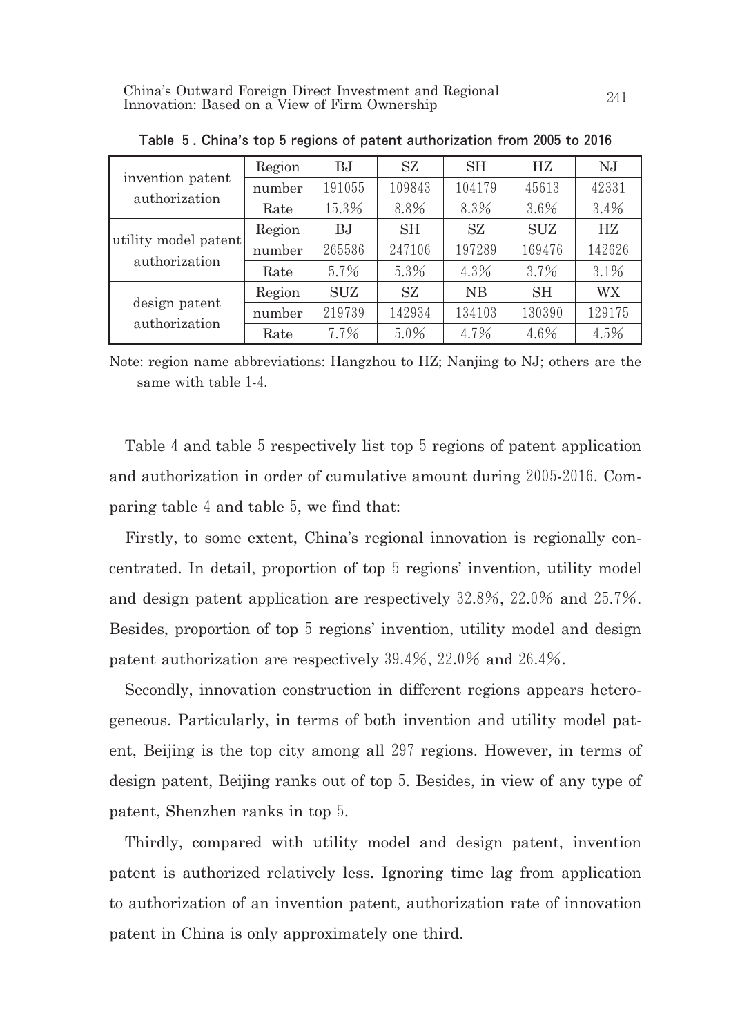**Table 5. China's top 5 regions of patent authorization from 2005 to 2016**

| | | | | | | |
|---|---|---|---|---|---|---|
| invention patent authorization | Region | BJ | SZ | SH | HZ | NJ |
| | number | 191055 | 109843 | 104179 | 45613 | 42331 |
| | Rate | 15.3% | 8.8% | 8.3% | 3.6% | 3.4% |
| utility model patent authorization | Region | BJ | SH | SZ | SUZ | HZ |
| | number | 265586 | 247106 | 197289 | 169476 | 142626 |
| | Rate | 5.7% | 5.3% | 4.3% | 3.7% | 3.1% |
| design patent authorization | Region | SUZ | SZ | NB | SH | WX |
| | number | 219739 | 142934 | 134103 | 130390 | 129175 |
| | Rate | 7.7% | 5.0% | 4.7% | 4.6% | 4.5% |

Note: region name abbreviations: Hangzhou to HZ; Nanjing to NJ; others are the same with table 1-4.

Table 4 and table 5 respectively list top 5 regions of patent application and authorization in order of cumulative amount during 2005-2016. Comparing table 4 and table 5, we find that:

Firstly, to some extent, China's regional innovation is regionally concentrated. In detail, proportion of top 5 regions' invention, utility model and design patent application are respectively 32.8%, 22.0% and 25.7%. Besides, proportion of top 5 regions' invention, utility model and design patent authorization are respectively 39.4%, 22.0% and 26.4%.

Secondly, innovation construction in different regions appears heterogeneous. Particularly, in terms of both invention and utility model patent, Beijing is the top city among all 297 regions. However, in terms of design patent, Beijing ranks out of top 5. Besides, in view of any type of patent, Shenzhen ranks in top 5.

Thirdly, compared with utility model and design patent, invention patent is authorized relatively less. Ignoring time lag from application to authorization of an invention patent, authorization rate of innovation patent in China is only approximately one third.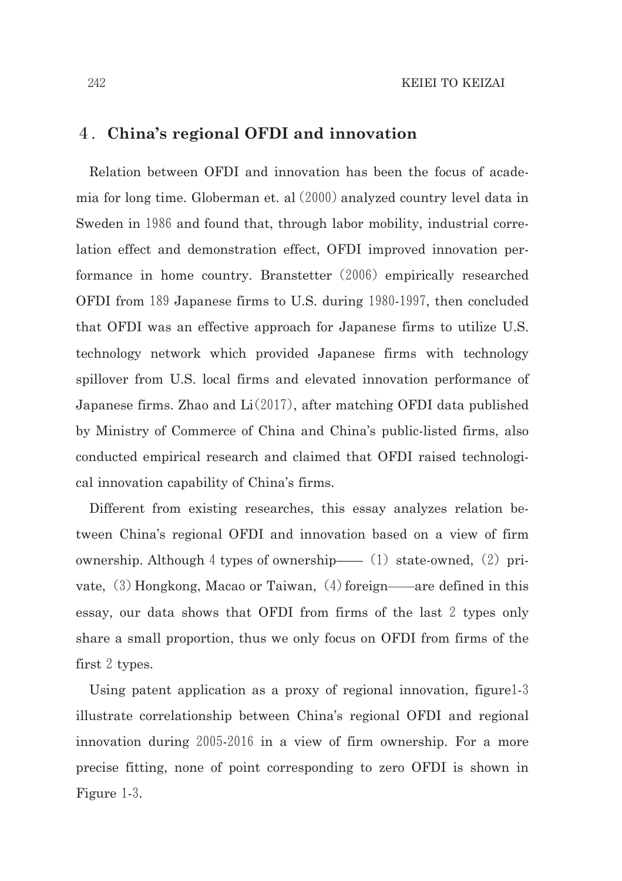## 4. China's regional OFDI and innovation

Relation between OFDI and innovation has been the focus of academia for long time. Globerman et. al (2000) analyzed country level data in Sweden in 1986 and found that, through labor mobility, industrial correlation effect and demonstration effect, OFDI improved innovation performance in home country. Branstetter (2006) empirically researched OFDI from 189 Japanese firms to U.S. during 1980-1997, then concluded that OFDI was an effective approach for Japanese firms to utilize U.S. technology network which provided Japanese firms with technology spillover from U.S. local firms and elevated innovation performance of Japanese firms. Zhao and Li(2017), after matching OFDI data published by Ministry of Commerce of China and China's public-listed firms, also conducted empirical research and claimed that OFDI raised technological innovation capability of China's firms.

Different from existing researches, this essay analyzes relation between China's regional OFDI and innovation based on a view of firm ownership. Although 4 types of ownership—— (1) state-owned, (2) private, (3) Hongkong, Macao or Taiwan, (4) foreign——are defined in this essay, our data shows that OFDI from firms of the last 2 types only share a small proportion, thus we only focus on OFDI from firms of the first 2 types.

Using patent application as a proxy of regional innovation, figure1-3 illustrate correlationship between China's regional OFDI and regional innovation during 2005-2016 in a view of firm ownership. For a more precise fitting, none of point corresponding to zero OFDI is shown in Figure 1-3.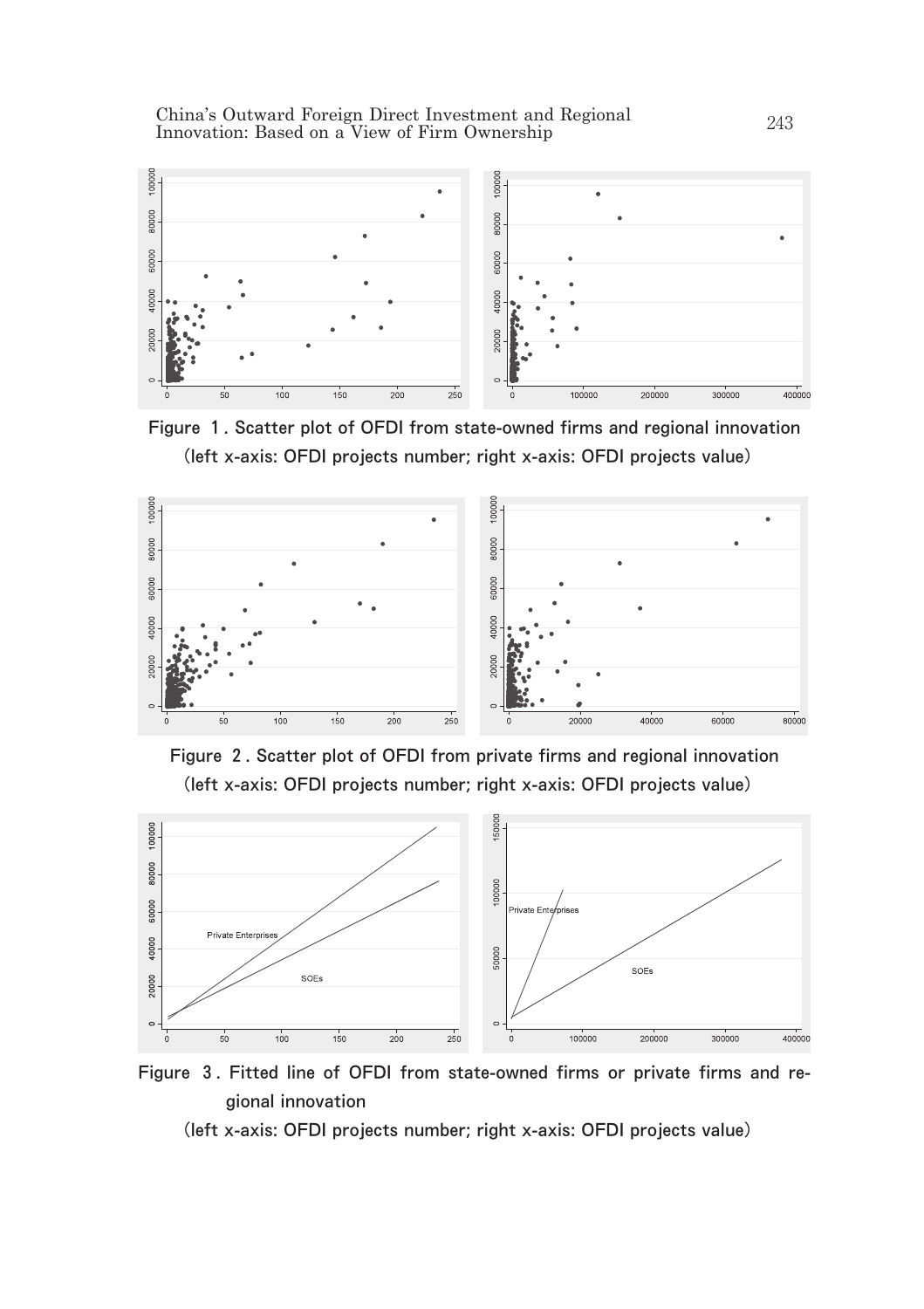Figure 1. Scatter plot of OFDI from state-owned firms and regional innovation (left x-axis: OFDI projects number; right x-axis: OFDI projects value)

Figure 2. Scatter plot of OFDI from private firms and regional innovation (left x-axis: OFDI projects number; right x-axis: OFDI projects value)

Figure 3. Fitted line of OFDI from state-owned firms or private firms and regional innovation (left x-axis: OFDI projects number; right x-axis: OFDI projects value)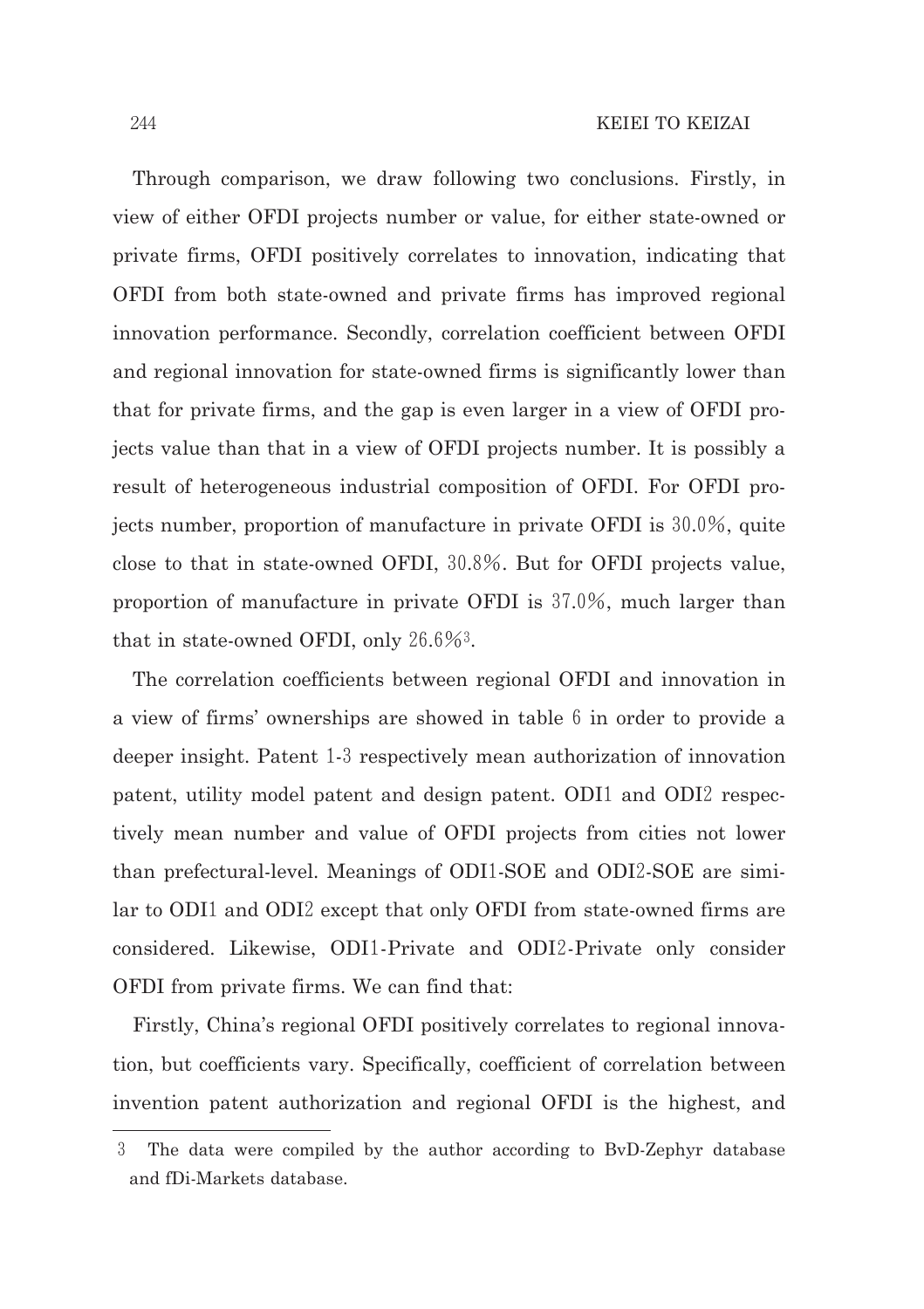Through comparison, we draw following two conclusions. Firstly, in view of either OFDI projects number or value, for either state-owned or private firms, OFDI positively correlates to innovation, indicating that OFDI from both state-owned and private firms has improved regional innovation performance. Secondly, correlation coefficient between OFDI and regional innovation for state-owned firms is significantly lower than that for private firms, and the gap is even larger in a view of OFDI projects value than that in a view of OFDI projects number. It is possibly a result of heterogeneous industrial composition of OFDI. For OFDI projects number, proportion of manufacture in private OFDI is 30.0%, quite close to that in state-owned OFDI, 30.8%. But for OFDI projects value, proportion of manufacture in private OFDI is 37.0%, much larger than that in state-owned OFDI, only 26.6%[3].

The correlation coefficients between regional OFDI and innovation in a view of firms' ownerships are showed in table 6 in order to provide a deeper insight. Patent 1-3 respectively mean authorization of innovation patent, utility model patent and design patent. ODI1 and ODI2 respectively mean number and value of OFDI projects from cities not lower than prefectural-level. Meanings of ODI1-SOE and ODI2-SOE are similar to ODI1 and ODI2 except that only OFDI from state-owned firms are considered. Likewise, ODI1-Private and ODI2-Private only consider OFDI from private firms. We can find that:

Firstly, China's regional OFDI positively correlates to regional innovation, but coefficients vary. Specifically, coefficient of correlation between invention patent authorization and regional OFDI is the highest, and

3 The data were compiled by the author according to BvD-Zephyr database and fDi-Markets database.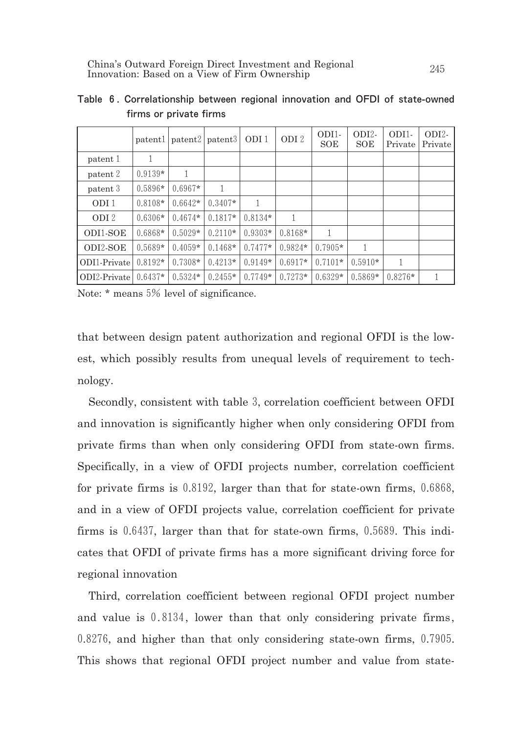**Table 6. Correlationship between regional innovation and OFDI of state-owned firms or private firms**

| | patent1 | patent2 | patent3 | ODI 1 | ODI 2 | ODI1-SOE | ODI2-SOE | ODI1-Private | ODI2-Private |
|---|---|---|---|---|---|---|---|---|---|
| patent 1 | 1 | | | | | | | | |
| patent 2 | 0.9139* | 1 | | | | | | | |
| patent 3 | 0.5896* | 0.6967* | 1 | | | | | | |
| ODI 1 | 0.8108* | 0.6642* | 0.3407* | 1 | | | | | |
| ODI 2 | 0.6306* | 0.4674* | 0.1817* | 0.8134* | 1 | | | | |
| ODI1-SOE | 0.6868* | 0.5029* | 0.2110* | 0.9303* | 0.8168* | 1 | | | |
| ODI2-SOE | 0.5689* | 0.4059* | 0.1468* | 0.7477* | 0.9824* | 0.7905* | 1 | | |
| ODI1-Private | 0.8192* | 0.7308* | 0.4213* | 0.9149* | 0.6917* | 0.7101* | 0.5910* | 1 | |
| ODI2-Private | 0.6437* | 0.5324* | 0.2455* | 0.7749* | 0.7273* | 0.6329* | 0.5869* | 0.8276* | 1 |

Note: * means 5% level of significance.

that between design patent authorization and regional OFDI is the lowest, which possibly results from unequal levels of requirement to technology.

Secondly, consistent with table 3, correlation coefficient between OFDI and innovation is significantly higher when only considering OFDI from private firms than when only considering OFDI from state-own firms. Specifically, in a view of OFDI projects number, correlation coefficient for private firms is 0.8192, larger than that for state-own firms, 0.6868, and in a view of OFDI projects value, correlation coefficient for private firms is 0.6437, larger than that for state-own firms, 0.5689. This indicates that OFDI of private firms has a more significant driving force for regional innovation

Third, correlation coefficient between regional OFDI project number and value is 0.8134, lower than that only considering private firms, 0.8276, and higher than that only considering state-own firms, 0.7905. This shows that regional OFDI project number and value from state-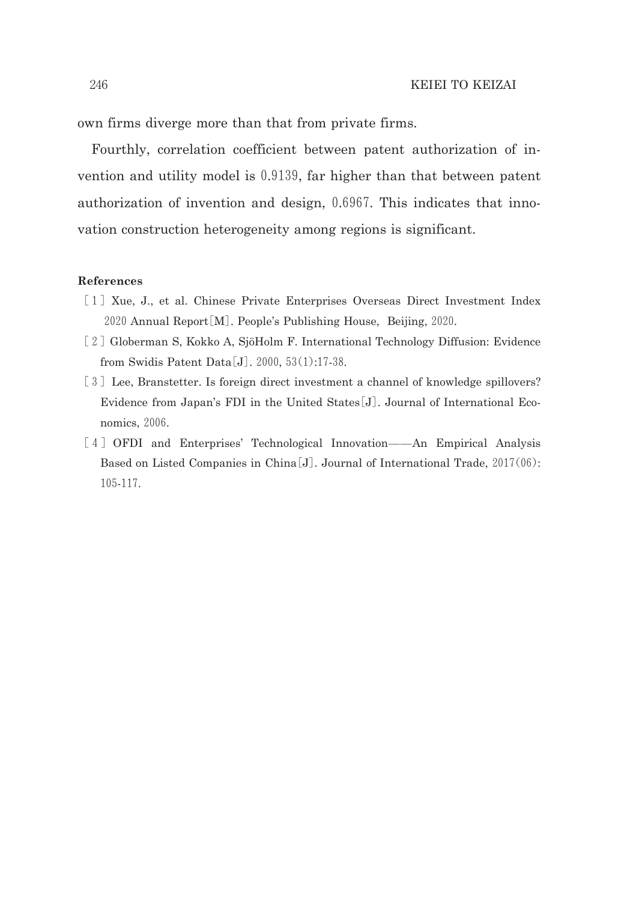own firms diverge more than that from private firms.

Fourthly, correlation coefficient between patent authorization of invention and utility model is 0.9139, far higher than that between patent authorization of invention and design, 0.6967. This indicates that innovation construction heterogeneity among regions is significant.

**References**

[1] Xue, J., et al. Chinese Private Enterprises Overseas Direct Investment Index 2020 Annual Report[M]. People's Publishing House, Beijing, 2020.

[2] Globerman S, Kokko A, SjöHolm F. International Technology Diffusion: Evidence from Swidis Patent Data[J]. 2000, 53(1):17-38.

[3] Lee, Branstetter. Is foreign direct investment a channel of knowledge spillovers? Evidence from Japan's FDI in the United States[J]. Journal of International Economics, 2006.

[4] OFDI and Enterprises' Technological Innovation——An Empirical Analysis Based on Listed Companies in China[J]. Journal of International Trade, 2017(06): 105-117.